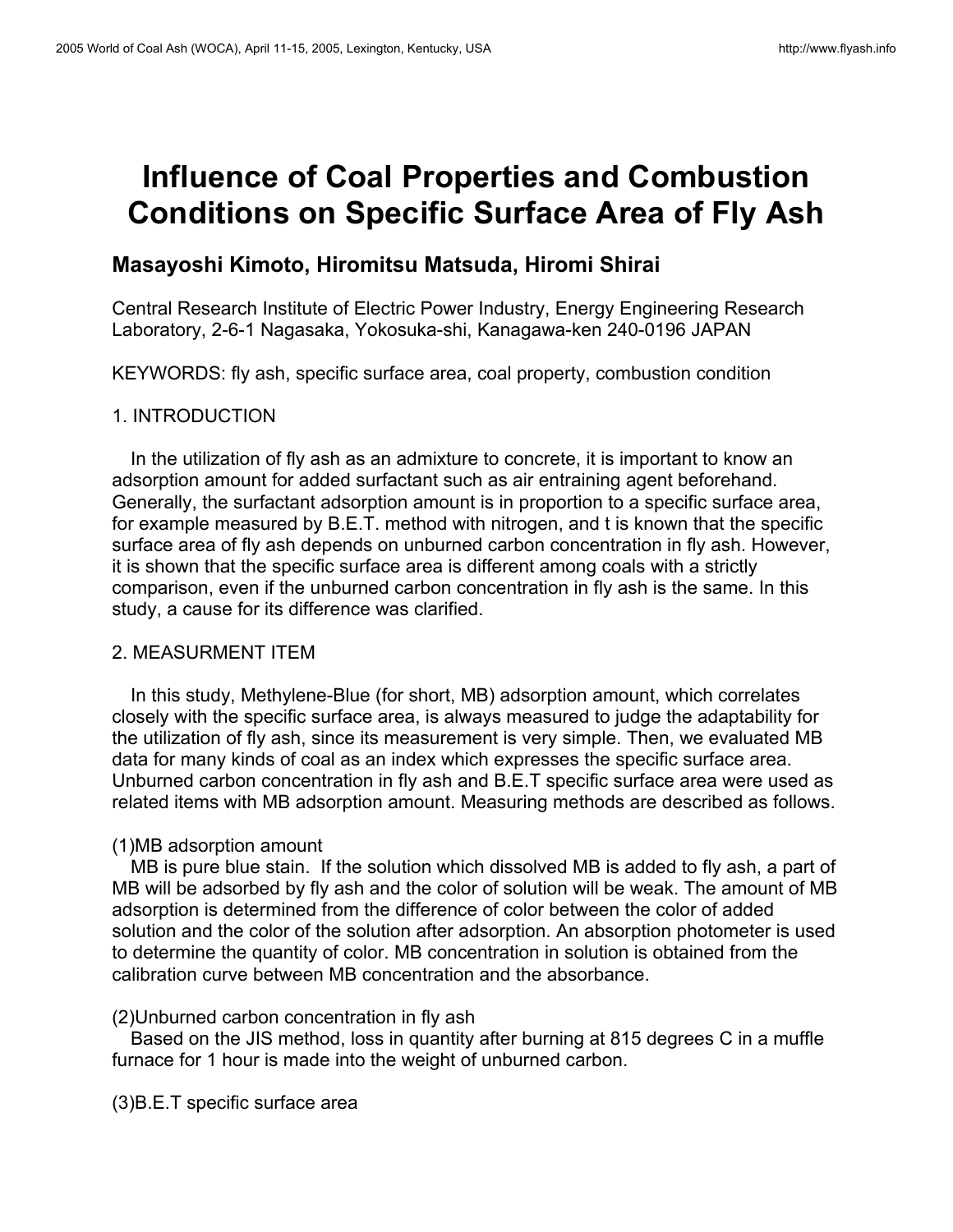# Influence of Coal Properties and Combustion Conditions on Specific Surface Area of Fly Ash

## Masayoshi Kimoto, Hiromitsu Matsuda, Hiromi Shirai

Central Research Institute of Electric Power Industry, Energy Engineering Research Laboratory, 2-6-1 Nagasaka, Yokosuka-shi, Kanagawa-ken 240-0196 JAPAN

KEYWORDS: fly ash, specific surface area, coal property, combustion condition

## 1. INTRODUCTION

In the utilization of fly ash as an admixture to concrete, it is important to know an adsorption amount for added surfactant such as air entraining agent beforehand. Generally, the surfactant adsorption amount is in proportion to a specific surface area, for example measured by B.E.T. method with nitrogen, and t is known that the specific surface area of fly ash depends on unburned carbon concentration in fly ash. However, it is shown that the specific surface area is different among coals with a strictly comparison, even if the unburned carbon concentration in fly ash is the same. In this study, a cause for its difference was clarified.

## 2. MEASURMENT ITEM

In this study, Methylene-Blue (for short, MB) adsorption amount, which correlates closely with the specific surface area, is always measured to judge the adaptability for the utilization of fly ash, since its measurement is very simple. Then, we evaluated MB data for many kinds of coal as an index which expresses the specific surface area. Unburned carbon concentration in fly ash and B.E.T specific surface area were used as related items with MB adsorption amount. Measuring methods are described as follows.

### (1)MB adsorption amount

MB is pure blue stain. If the solution which dissolved MB is added to fly ash, a part of MB will be adsorbed by fly ash and the color of solution will be weak. The amount of MB adsorption is determined from the difference of color between the color of added solution and the color of the solution after adsorption. An absorption photometer is used to determine the quantity of color. MB concentration in solution is obtained from the calibration curve between MB concentration and the absorbance.

### (2)Unburned carbon concentration in fly ash

Based on the JIS method, loss in quantity after burning at 815 degrees C in a muffle furnace for 1 hour is made into the weight of unburned carbon.

### (3)B.E.T specific surface area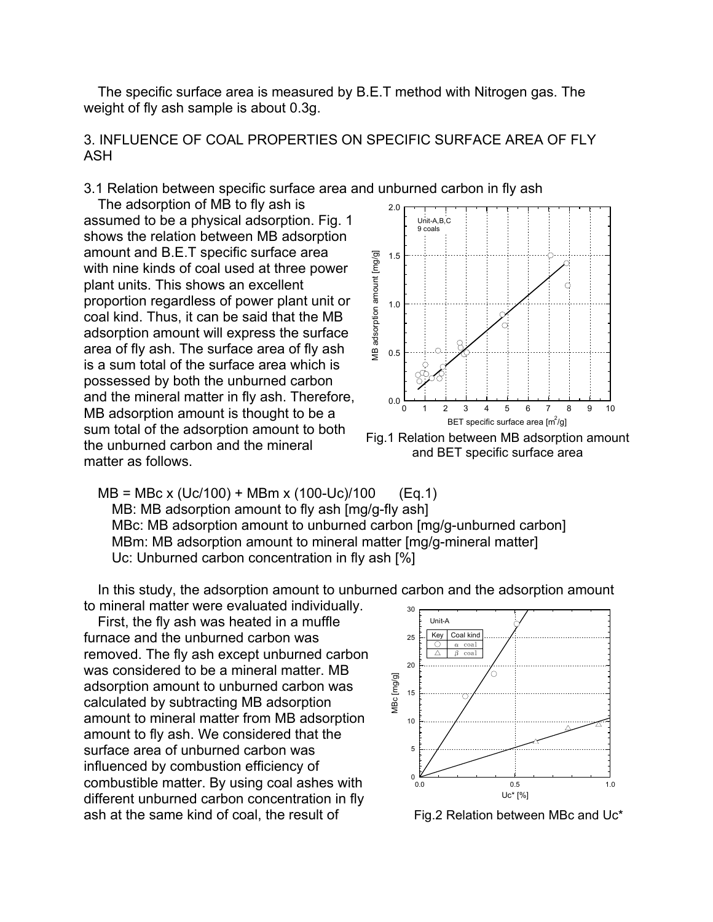The specific surface area is measured by B.E.T method with Nitrogen gas. The weight of fly ash sample is about 0.3g.

## 3. INFLUENCE OF COAL PROPERTIES ON SPECIFIC SURFACE AREA OF FLY ASH

### 3.1 Relation between specific surface area and unburned carbon in fly ash

The adsorption of MB to fly ash is assumed to be a physical adsorption. Fig. 1 shows the relation between MB adsorption amount and B.E.T specific surface area with nine kinds of coal used at three power plant units. This shows an excellent proportion regardless of power plant unit or coal kind. Thus, it can be said that the MB adsorption amount will express the surface area of fly ash. The surface area of fly ash is a sum total of the surface area which is possessed by both the unburned carbon and the mineral matter in fly ash. Therefore, MB adsorption amount is thought to be a sum total of the adsorption amount to both the unburned carbon and the mineral matter as follows.

Fig.1 Relation between MB adsorption amount and BET specific surface area

$$MB = MBc \times (Uc/100) + MBm \times (100-Uc)/100 \quad \text{(Eq.1)}$$

MB: MB adsorption amount to fly ash [mg/g-fly ash]
MBc: MB adsorption amount to unburned carbon [mg/g-unburned carbon]
MBm: MB adsorption amount to mineral matter [mg/g-mineral matter]
Uc: Unburned carbon concentration in fly ash [%]

In this study, the adsorption amount to unburned carbon and the adsorption amount to mineral matter were evaluated individually.

First, the fly ash was heated in a muffle furnace and the unburned carbon was removed. The fly ash except unburned carbon was considered to be a mineral matter. MB adsorption amount to unburned carbon was calculated by subtracting MB adsorption amount to mineral matter from MB adsorption amount to fly ash. We considered that the surface area of unburned carbon was influenced by combustion efficiency of combustible matter. By using coal ashes with different unburned carbon concentration in fly ash at the same kind of coal, the result of

Fig.2 Relation between MBc and Uc*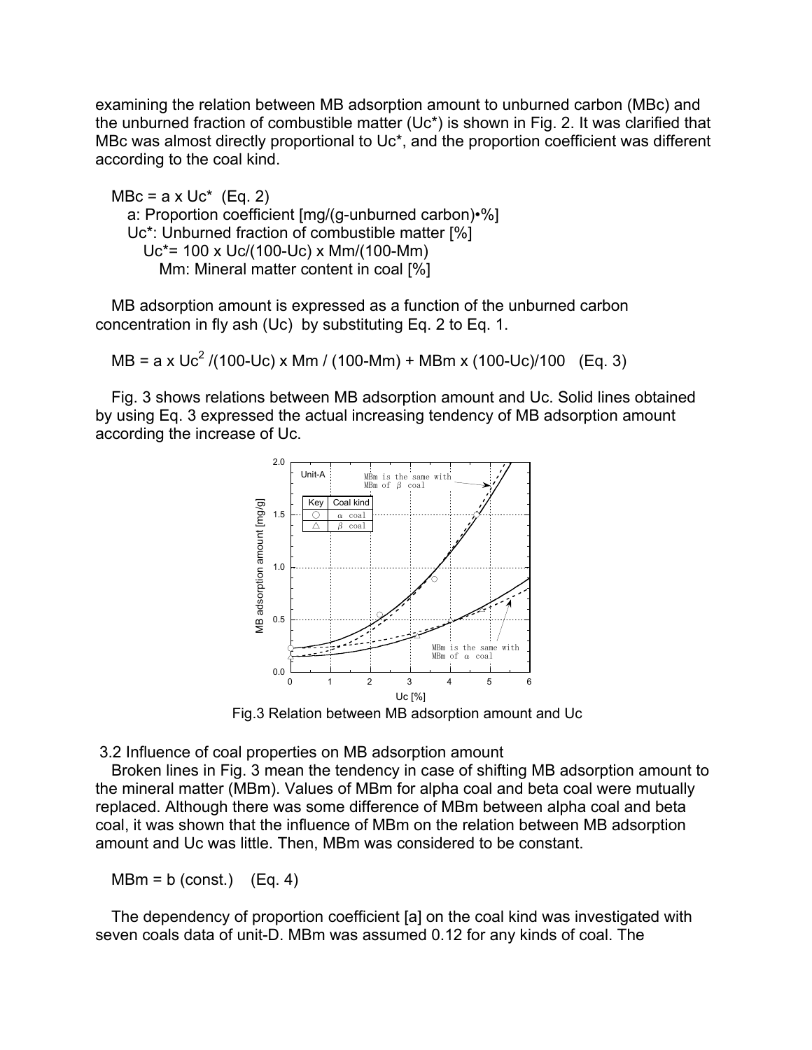examining the relation between MB adsorption amount to unburned carbon (MBc) and the unburned fraction of combustible matter ($Uc^*$) is shown in Fig. 2. It was clarified that MBc was almost directly proportional to $Uc^*$, and the proportion coefficient was different according to the coal kind.

$$MBc = a \times Uc^* \quad \text{(Eq. 2)}$$

a: Proportion coefficient [mg/(g-unburned carbon)•%]

$Uc^*$: Unburned fraction of combustible matter [%]

$Uc^* = 100 \times Uc/(100-Uc) \times Mm/(100-Mm)$

Mm: Mineral matter content in coal [%]

MB adsorption amount is expressed as a function of the unburned carbon concentration in fly ash (Uc) by substituting Eq. 2 to Eq. 1.

$$MB = a \times Uc^2/(100-Uc) \times Mm/(100-Mm) + MBm \times (100-Uc)/100 \quad \text{(Eq. 3)}$$

Fig. 3 shows relations between MB adsorption amount and Uc. Solid lines obtained by using Eq. 3 expressed the actual increasing tendency of MB adsorption amount according the increase of Uc.

Fig.3 Relation between MB adsorption amount and Uc

### 3.2 Influence of coal properties on MB adsorption amount

Broken lines in Fig. 3 mean the tendency in case of shifting MB adsorption amount to the mineral matter (MBm). Values of MBm for alpha coal and beta coal were mutually replaced. Although there was some difference of MBm between alpha coal and beta coal, it was shown that the influence of MBm on the relation between MB adsorption amount and Uc was little. Then, MBm was considered to be constant.

$$MBm = b \text{ (const.)} \quad \text{(Eq. 4)}$$

The dependency of proportion coefficient [a] on the coal kind was investigated with seven coals data of unit-D. MBm was assumed 0.12 for any kinds of coal. The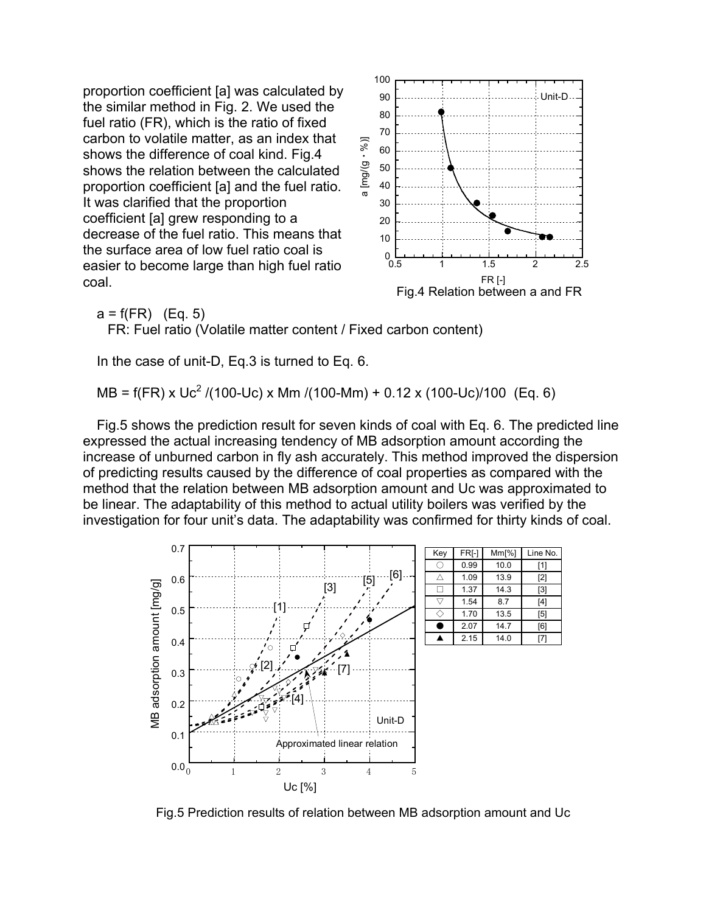proportion coefficient [a] was calculated by the similar method in Fig. 2. We used the fuel ratio (FR), which is the ratio of fixed carbon to volatile matter, as an index that shows the difference of coal kind. Fig.4 shows the relation between the calculated proportion coefficient [a] and the fuel ratio. It was clarified that the proportion coefficient [a] grew responding to a decrease of the fuel ratio. This means that the surface area of low fuel ratio coal is easier to become large than high fuel ratio coal.

Fig.4 Relation between a and FR

$a = f(FR)$ (Eq. 5)

FR: Fuel ratio (Volatile matter content / Fixed carbon content)

In the case of unit-D, Eq.3 is turned to Eq. 6.

$$MB = f(FR) \times Uc^2 /(100-Uc) \times Mm /(100-Mm) + 0.12 \times (100-Uc)/100 \quad \text{(Eq. 6)}$$

Fig.5 shows the prediction result for seven kinds of coal with Eq. 6. The predicted line expressed the actual increasing tendency of MB adsorption amount according the increase of unburned carbon in fly ash accurately. This method improved the dispersion of predicting results caused by the difference of coal properties as compared with the method that the relation between MB adsorption amount and Uc was approximated to be linear. The adaptability of this method to actual utility boilers was verified by the investigation for four unit's data. The adaptability was confirmed for thirty kinds of coal.

| Key | FR[-] | Mm[%] | Line No. |
|---|---|---|---|
| ○ | 0.99 | 10.0 | [1] |
| △ | 1.09 | 13.9 | [2] |
| □ | 1.37 | 14.3 | [3] |
| ▽ | 1.54 | 8.7 | [4] |
| ◇ | 1.70 | 13.5 | [5] |
| ● | 2.07 | 14.7 | [6] |
| ▲ | 2.15 | 14.0 | [7] |

Fig.5 Prediction results of relation between MB adsorption amount and Uc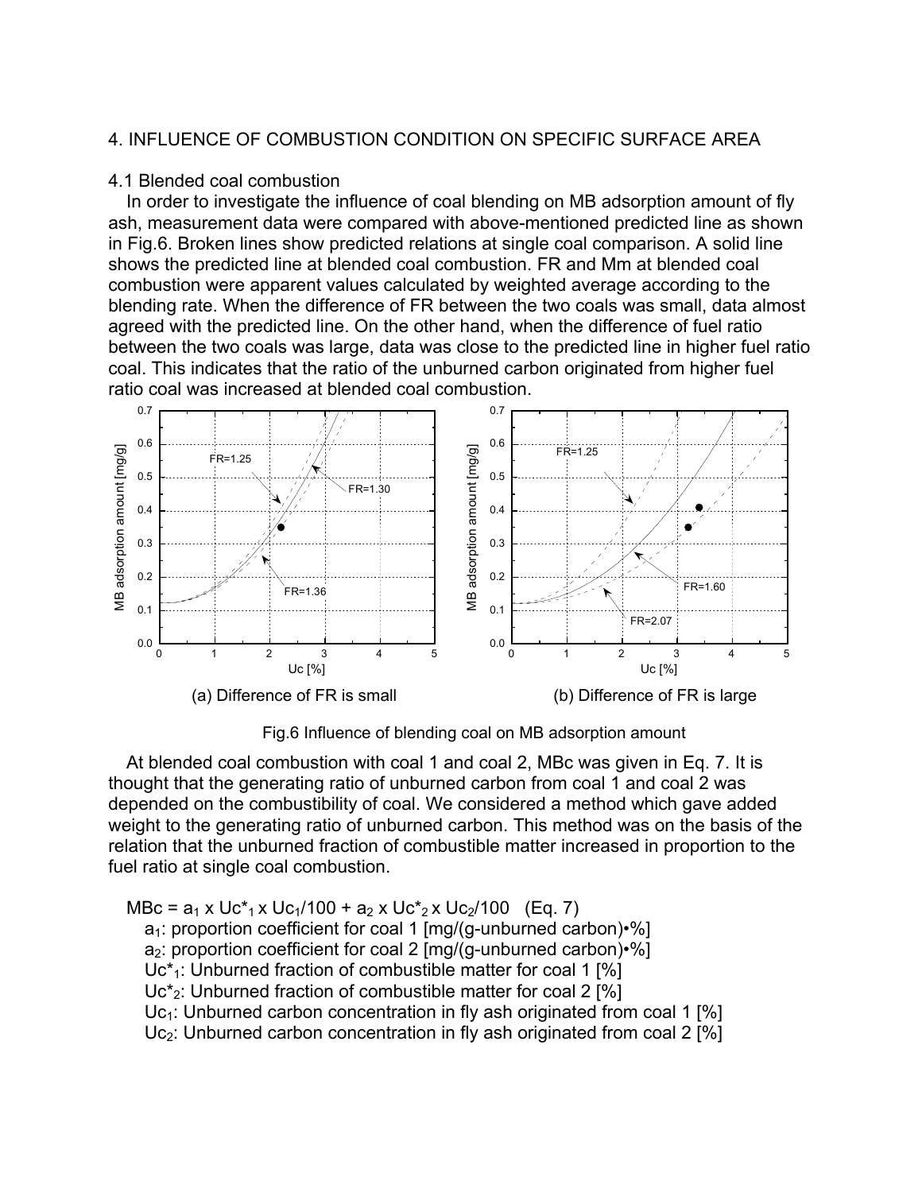## 4. INFLUENCE OF COMBUSTION CONDITION ON SPECIFIC SURFACE AREA

### 4.1 Blended coal combustion

In order to investigate the influence of coal blending on MB adsorption amount of fly ash, measurement data were compared with above-mentioned predicted line as shown in Fig.6. Broken lines show predicted relations at single coal comparison. A solid line shows the predicted line at blended coal combustion. FR and Mm at blended coal combustion were apparent values calculated by weighted average according to the blending rate. When the difference of FR between the two coals was small, data almost agreed with the predicted line. On the other hand, when the difference of fuel ratio between the two coals was large, data was close to the predicted line in higher fuel ratio coal. This indicates that the ratio of the unburned carbon originated from higher fuel ratio coal was increased at blended coal combustion.

(a) Difference of FR is small

(b) Difference of FR is large

Fig.6 Influence of blending coal on MB adsorption amount

At blended coal combustion with coal 1 and coal 2, MBc was given in Eq. 7. It is thought that the generating ratio of unburned carbon from coal 1 and coal 2 was depended on the combustibility of coal. We considered a method which gave added weight to the generating ratio of unburned carbon. This method was on the basis of the relation that the unburned fraction of combustible matter increased in proportion to the fuel ratio at single coal combustion.

$$MBc = a_1 \times Uc^*_1 \times Uc_1/100 + a_2 \times Uc^*_2 \times Uc_2/100 \quad \text{(Eq. 7)}$$

$a_1$: proportion coefficient for coal 1 [mg/(g-unburned carbon)•%]
$a_2$: proportion coefficient for coal 2 [mg/(g-unburned carbon)•%]
$Uc^*_1$: Unburned fraction of combustible matter for coal 1 [%]
$Uc^*_2$: Unburned fraction of combustible matter for coal 2 [%]
$Uc_1$: Unburned carbon concentration in fly ash originated from coal 1 [%]
$Uc_2$: Unburned carbon concentration in fly ash originated from coal 2 [%]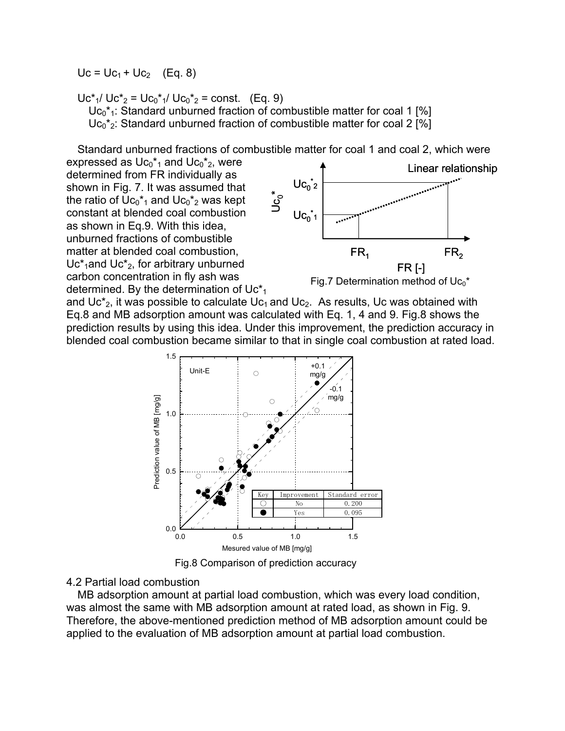$Uc = Uc_1 + Uc_2$ (Eq. 8)

$Uc^*_1 / Uc^*_2 = Uc_0{}^*_1 / Uc_0{}^*_2 = \text{const.}$ (Eq. 9)

$Uc_0{}^*_1$: Standard unburned fraction of combustible matter for coal 1 [%]
$Uc_0{}^*_2$: Standard unburned fraction of combustible matter for coal 2 [%]

Standard unburned fractions of combustible matter for coal 1 and coal 2, which were expressed as $Uc_0{}^*_1$ and $Uc_0{}^*_2$, were determined from FR individually as shown in Fig. 7. It was assumed that the ratio of $Uc_0{}^*_1$ and $Uc_0{}^*_2$ was kept constant at blended coal combustion as shown in Eq.9. With this idea, unburned fractions of combustible matter at blended coal combustion, $Uc^*_1$ and $Uc^*_2$, for arbitrary unburned carbon concentration in fly ash was determined. By the determination of $Uc^*_1$ and $Uc^*_2$, it was possible to calculate $Uc_1$ and $Uc_2$. As results, Uc was obtained with Eq.8 and MB adsorption amount was calculated with Eq. 1, 4 and 9. Fig.8 shows the prediction results by using this idea. Under this improvement, the prediction accuracy in blended coal combustion became similar to that in single coal combustion at rated load.

Fig.7 Determination method of $Uc_0{}^*$

| Key | Improvement | Standard error |
|---|---|---|
| ○ | No | 0.200 |
| ● | Yes | 0.095 |

Fig.8 Comparison of prediction accuracy

## 4.2 Partial load combustion

MB adsorption amount at partial load combustion, which was every load condition, was almost the same with MB adsorption amount at rated load, as shown in Fig. 9. Therefore, the above-mentioned prediction method of MB adsorption amount could be applied to the evaluation of MB adsorption amount at partial load combustion.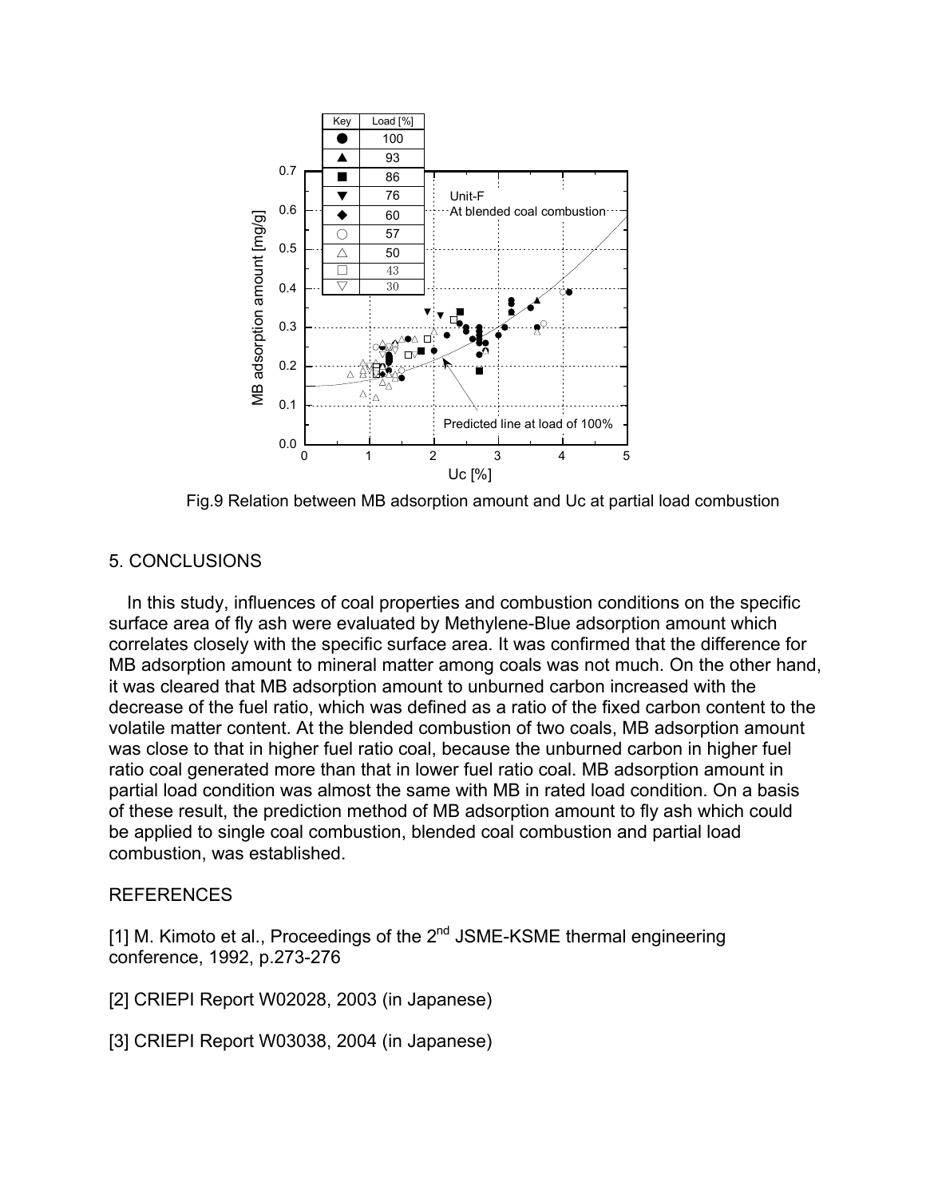Key | Load [%]

● 100

▲ 93

■ 86

▼ 76

◆ 60

○ 57

△ 50

□ 43

▽ 30

Unit-F

At blended coal combustion

Predicted line at load of 100%

MB adsorption amount [mg/g]

0.0
0.1
0.2
0.3
0.4
0.5
0.6
0.7

Uc [%]

0
1
2
3
4
5

Fig.9 Relation between MB adsorption amount and Uc at partial load combustion

## 5. CONCLUSIONS

In this study, influences of coal properties and combustion conditions on the specific surface area of fly ash were evaluated by Methylene-Blue adsorption amount which correlates closely with the specific surface area. It was confirmed that the difference for MB adsorption amount to mineral matter among coals was not much. On the other hand, it was cleared that MB adsorption amount to unburned carbon increased with the decrease of the fuel ratio, which was defined as a ratio of the fixed carbon content to the volatile matter content. At the blended combustion of two coals, MB adsorption amount was close to that in higher fuel ratio coal, because the unburned carbon in higher fuel ratio coal generated more than that in lower fuel ratio coal. MB adsorption amount in partial load condition was almost the same with MB in rated load condition. On a basis of these result, the prediction method of MB adsorption amount to fly ash which could be applied to single coal combustion, blended coal combustion and partial load combustion, was established.

## REFERENCES

[1] M. Kimoto et al., Proceedings of the 2nd JSME-KSME thermal engineering conference, 1992, p.273-276

[2] CRIEPI Report W02028, 2003 (in Japanese)

[3] CRIEPI Report W03038, 2004 (in Japanese)